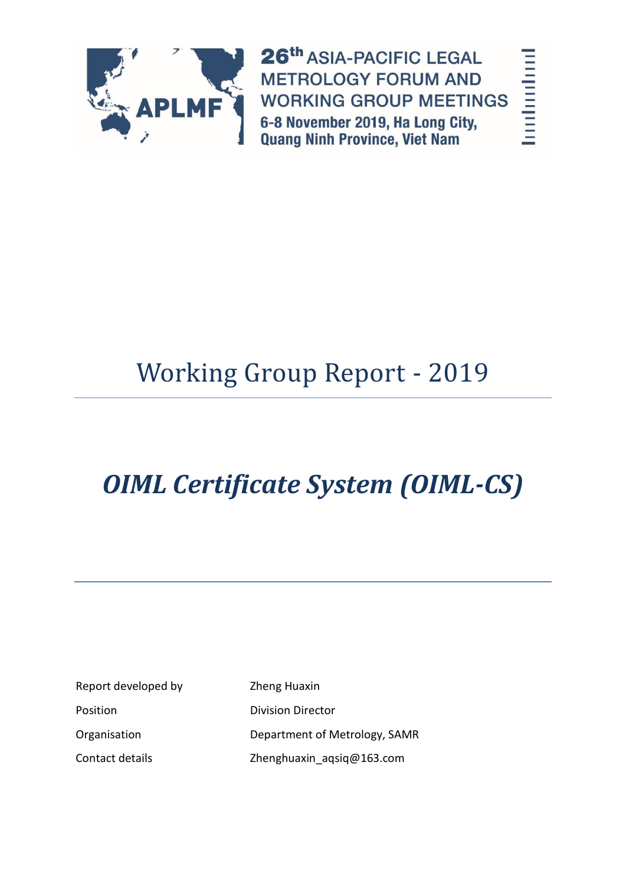APLMF

**26th ASIA-PACIFIC LEGAL METROLOGY FORUM AND WORKING GROUP MEETINGS**

**6-8 November 2019, Ha Long City, Quang Ninh Province, Viet Nam**

# Working Group Report - 2019

## *OIML Certificate System (OIML-CS)*

| | |
|---|---|
| Report developed by | Zheng Huaxin |
| Position | Division Director |
| Organisation | Department of Metrology, SAMR |
| Contact details | Zhenghuaxin_aqsiq@163.com |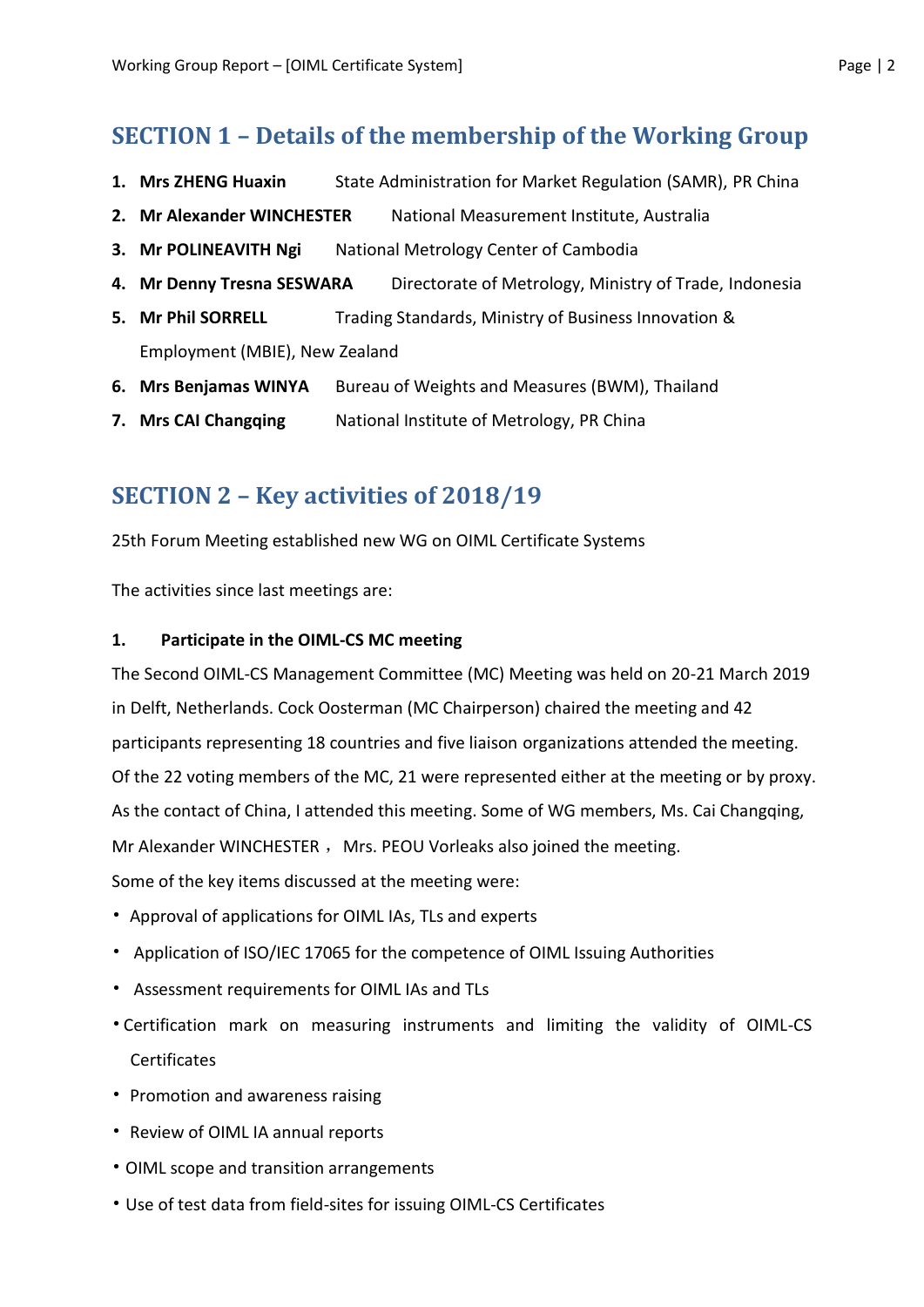## SECTION 1 – Details of the membership of the Working Group

1. **Mrs ZHENG Huaxin** State Administration for Market Regulation (SAMR), PR China
2. **Mr Alexander WINCHESTER** National Measurement Institute, Australia
3. **Mr POLINEAVITH Ngi** National Metrology Center of Cambodia
4. **Mr Denny Tresna SESWARA** Directorate of Metrology, Ministry of Trade, Indonesia
5. **Mr Phil SORRELL** Trading Standards, Ministry of Business Innovation & Employment (MBIE), New Zealand
6. **Mrs Benjamas WINYA** Bureau of Weights and Measures (BWM), Thailand
7. **Mrs CAI Changqing** National Institute of Metrology, PR China

## SECTION 2 – Key activities of 2018/19

25th Forum Meeting established new WG on OIML Certificate Systems

The activities since last meetings are:

**1. Participate in the OIML-CS MC meeting**

The Second OIML-CS Management Committee (MC) Meeting was held on 20-21 March 2019 in Delft, Netherlands. Cock Oosterman (MC Chairperson) chaired the meeting and 42 participants representing 18 countries and five liaison organizations attended the meeting. Of the 22 voting members of the MC, 21 were represented either at the meeting or by proxy. As the contact of China, I attended this meeting. Some of WG members, Ms. Cai Changqing, Mr Alexander WINCHESTER， Mrs. PEOU Vorleaks also joined the meeting.

Some of the key items discussed at the meeting were:

- Approval of applications for OIML IAs, TLs and experts
- Application of ISO/IEC 17065 for the competence of OIML Issuing Authorities
- Assessment requirements for OIML IAs and TLs
- Certification mark on measuring instruments and limiting the validity of OIML-CS Certificates
- Promotion and awareness raising
- Review of OIML IA annual reports
- OIML scope and transition arrangements
- Use of test data from field-sites for issuing OIML-CS Certificates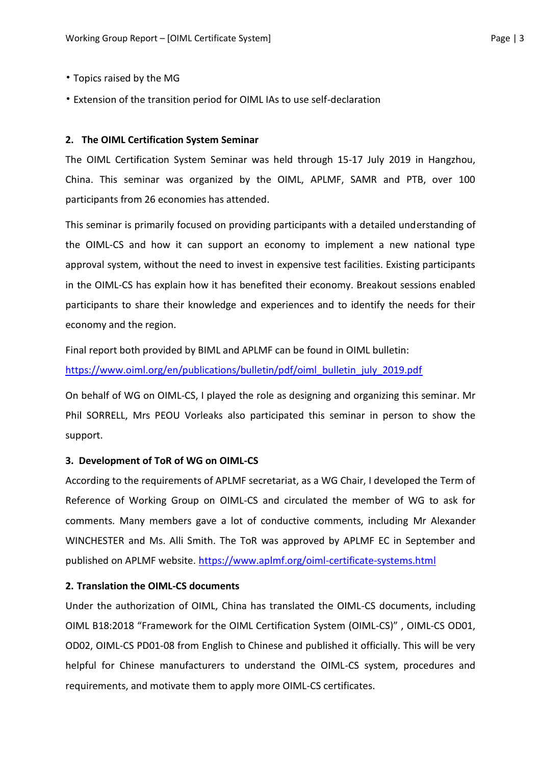- Topics raised by the MG
- Extension of the transition period for OIML IAs to use self-declaration

## 2. The OIML Certification System Seminar

The OIML Certification System Seminar was held through 15-17 July 2019 in Hangzhou, China. This seminar was organized by the OIML, APLMF, SAMR and PTB, over 100 participants from 26 economies has attended.

This seminar is primarily focused on providing participants with a detailed understanding of the OIML-CS and how it can support an economy to implement a new national type approval system, without the need to invest in expensive test facilities. Existing participants in the OIML-CS has explain how it has benefited their economy. Breakout sessions enabled participants to share their knowledge and experiences and to identify the needs for their economy and the region.

Final report both provided by BIML and APLMF can be found in OIML bulletin:
https://www.oiml.org/en/publications/bulletin/pdf/oiml_bulletin_july_2019.pdf

On behalf of WG on OIML-CS, I played the role as designing and organizing this seminar. Mr Phil SORRELL, Mrs PEOU Vorleaks also participated this seminar in person to show the support.

## 3. Development of ToR of WG on OIML-CS

According to the requirements of APLMF secretariat, as a WG Chair, I developed the Term of Reference of Working Group on OIML-CS and circulated the member of WG to ask for comments. Many members gave a lot of conductive comments, including Mr Alexander WINCHESTER and Ms. Alli Smith. The ToR was approved by APLMF EC in September and published on APLMF website. https://www.aplmf.org/oiml-certificate-systems.html

## 2. Translation the OIML-CS documents

Under the authorization of OIML, China has translated the OIML-CS documents, including OIML B18:2018 "Framework for the OIML Certification System (OIML-CS)" , OIML-CS OD01, OD02, OIML-CS PD01-08 from English to Chinese and published it officially. This will be very helpful for Chinese manufacturers to understand the OIML-CS system, procedures and requirements, and motivate them to apply more OIML-CS certificates.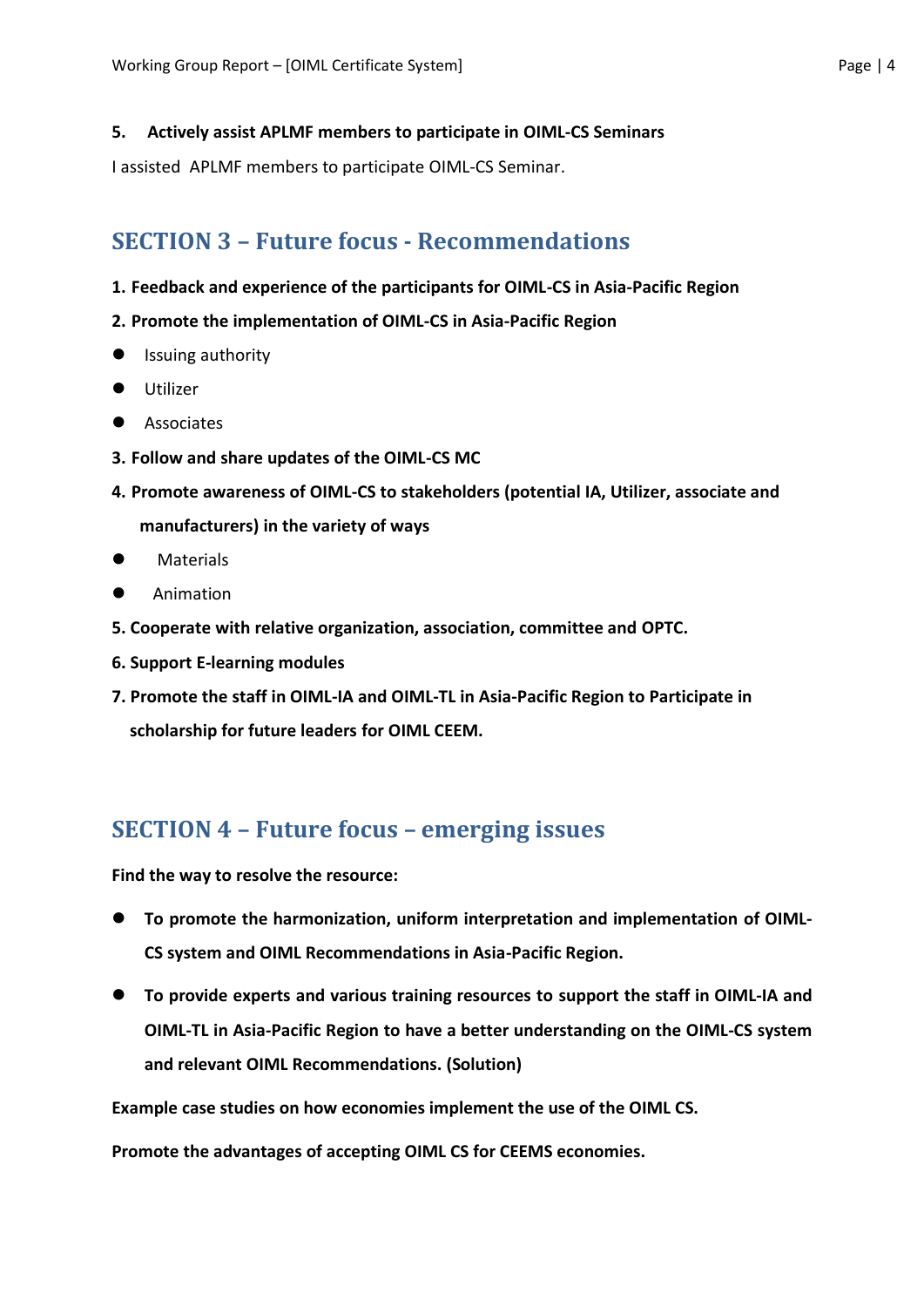**5. Actively assist APLMF members to participate in OIML-CS Seminars**

I assisted APLMF members to participate OIML-CS Seminar.

## SECTION 3 – Future focus - Recommendations

**1. Feedback and experience of the participants for OIML-CS in Asia-Pacific Region**

**2. Promote the implementation of OIML-CS in Asia-Pacific Region**

- Issuing authority
- Utilizer
- Associates

**3. Follow and share updates of the OIML-CS MC**

**4. Promote awareness of OIML-CS to stakeholders (potential IA, Utilizer, associate and manufacturers) in the variety of ways**

- Materials
- Animation

**5. Cooperate with relative organization, association, committee and OPTC.**

**6. Support E-learning modules**

**7. Promote the staff in OIML-IA and OIML-TL in Asia-Pacific Region to Participate in scholarship for future leaders for OIML CEEM.**

## SECTION 4 – Future focus – emerging issues

**Find the way to resolve the resource:**

- **To promote the harmonization, uniform interpretation and implementation of OIML-CS system and OIML Recommendations in Asia-Pacific Region.**
- **To provide experts and various training resources to support the staff in OIML-IA and OIML-TL in Asia-Pacific Region to have a better understanding on the OIML-CS system and relevant OIML Recommendations. (Solution)**

**Example case studies on how economies implement the use of the OIML CS.**

**Promote the advantages of accepting OIML CS for CEEMS economies.**